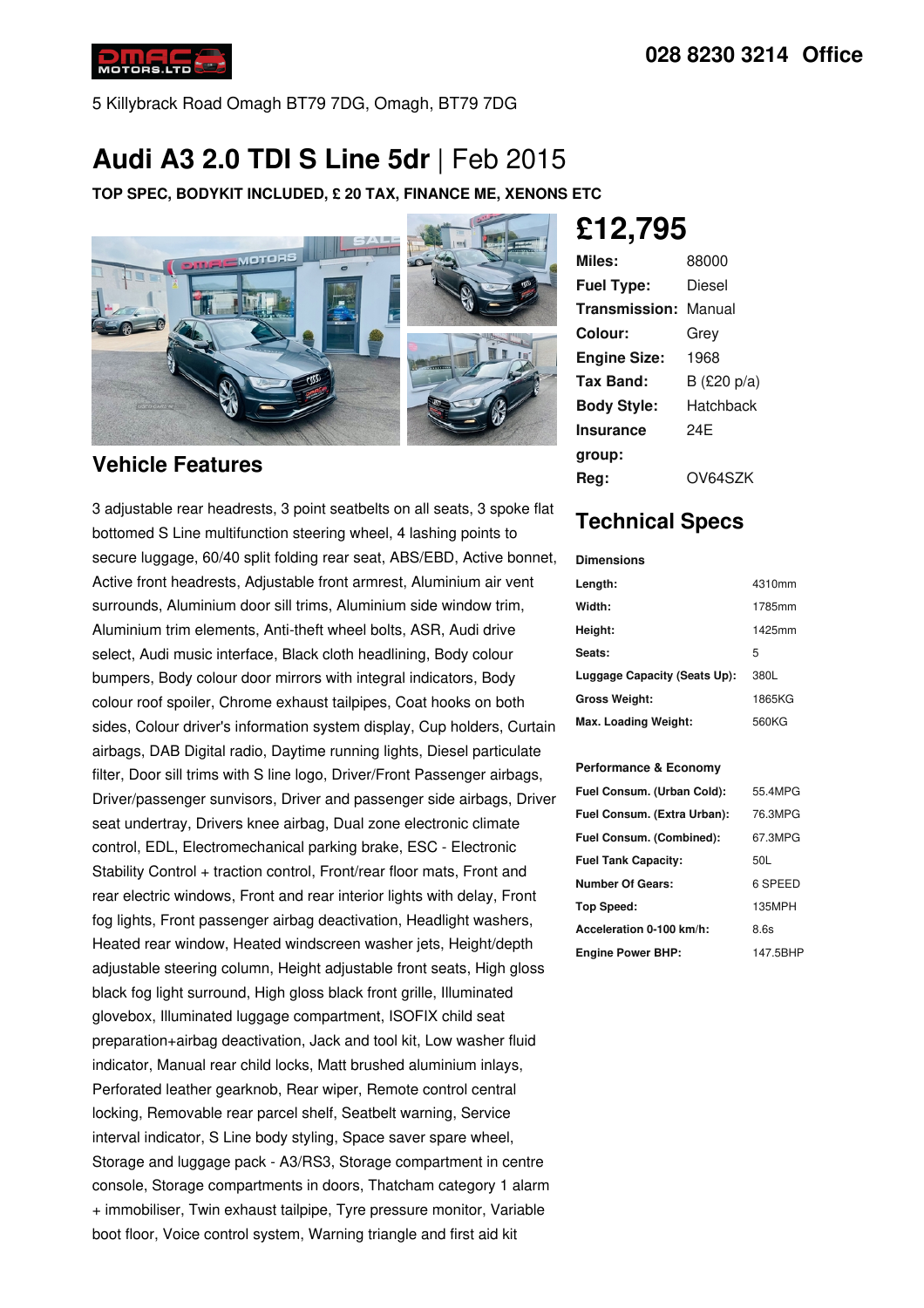028 8230 3214 Office

5 Killybrack Road Omagh BT79 7DG, Omagh, BT79 7DG

# Audi A3 2.0 TDI S Line 5dr | Feb 2015

**TOP SPEC, BODYKIT INCLUDED, £ 20 TAX, FINANCE ME, XENONS ETC**

## £12,795

| | |
|---|---|
| **Miles:** | 88000 |
| **Fuel Type:** | Diesel |
| **Transmission:** | Manual |
| **Colour:** | Grey |
| **Engine Size:** | 1968 |
| **Tax Band:** | B (£20 p/a) |
| **Body Style:** | Hatchback |
| **Insurance group:** | 24E |
| **Reg:** | OV64SZK |

## Vehicle Features

3 adjustable rear headrests, 3 point seatbelts on all seats, 3 spoke flat bottomed S Line multifunction steering wheel, 4 lashing points to secure luggage, 60/40 split folding rear seat, ABS/EBD, Active bonnet, Active front headrests, Adjustable front armrest, Aluminium air vent surrounds, Aluminium door sill trims, Aluminium side window trim, Aluminium trim elements, Anti-theft wheel bolts, ASR, Audi drive select, Audi music interface, Black cloth headlining, Body colour bumpers, Body colour door mirrors with integral indicators, Body colour roof spoiler, Chrome exhaust tailpipes, Coat hooks on both sides, Colour driver's information system display, Cup holders, Curtain airbags, DAB Digital radio, Daytime running lights, Diesel particulate filter, Door sill trims with S line logo, Driver/Front Passenger airbags, Driver/passenger sunvisors, Driver and passenger side airbags, Driver seat undertray, Drivers knee airbag, Dual zone electronic climate control, EDL, Electromechanical parking brake, ESC - Electronic Stability Control + traction control, Front/rear floor mats, Front and rear electric windows, Front and rear interior lights with delay, Front fog lights, Front passenger airbag deactivation, Headlight washers, Heated rear window, Heated windscreen washer jets, Height/depth adjustable steering column, Height adjustable front seats, High gloss black fog light surround, High gloss black front grille, Illuminated glovebox, Illuminated luggage compartment, ISOFIX child seat preparation+airbag deactivation, Jack and tool kit, Low washer fluid indicator, Manual rear child locks, Matt brushed aluminium inlays, Perforated leather gearknob, Rear wiper, Remote control central locking, Removable rear parcel shelf, Seatbelt warning, Service interval indicator, S Line body styling, Space saver spare wheel, Storage and luggage pack - A3/RS3, Storage compartment in centre console, Storage compartments in doors, Thatcham category 1 alarm + immobiliser, Twin exhaust tailpipe, Tyre pressure monitor, Variable boot floor, Voice control system, Warning triangle and first aid kit

## Technical Specs

**Dimensions**

| | |
|---|---|
| **Length:** | 4310mm |
| **Width:** | 1785mm |
| **Height:** | 1425mm |
| **Seats:** | 5 |
| **Luggage Capacity (Seats Up):** | 380L |
| **Gross Weight:** | 1865KG |
| **Max. Loading Weight:** | 560KG |

**Performance & Economy**

| | |
|---|---|
| **Fuel Consum. (Urban Cold):** | 55.4MPG |
| **Fuel Consum. (Extra Urban):** | 76.3MPG |
| **Fuel Consum. (Combined):** | 67.3MPG |
| **Fuel Tank Capacity:** | 50L |
| **Number Of Gears:** | 6 SPEED |
| **Top Speed:** | 135MPH |
| **Acceleration 0-100 km/h:** | 8.6s |
| **Engine Power BHP:** | 147.5BHP |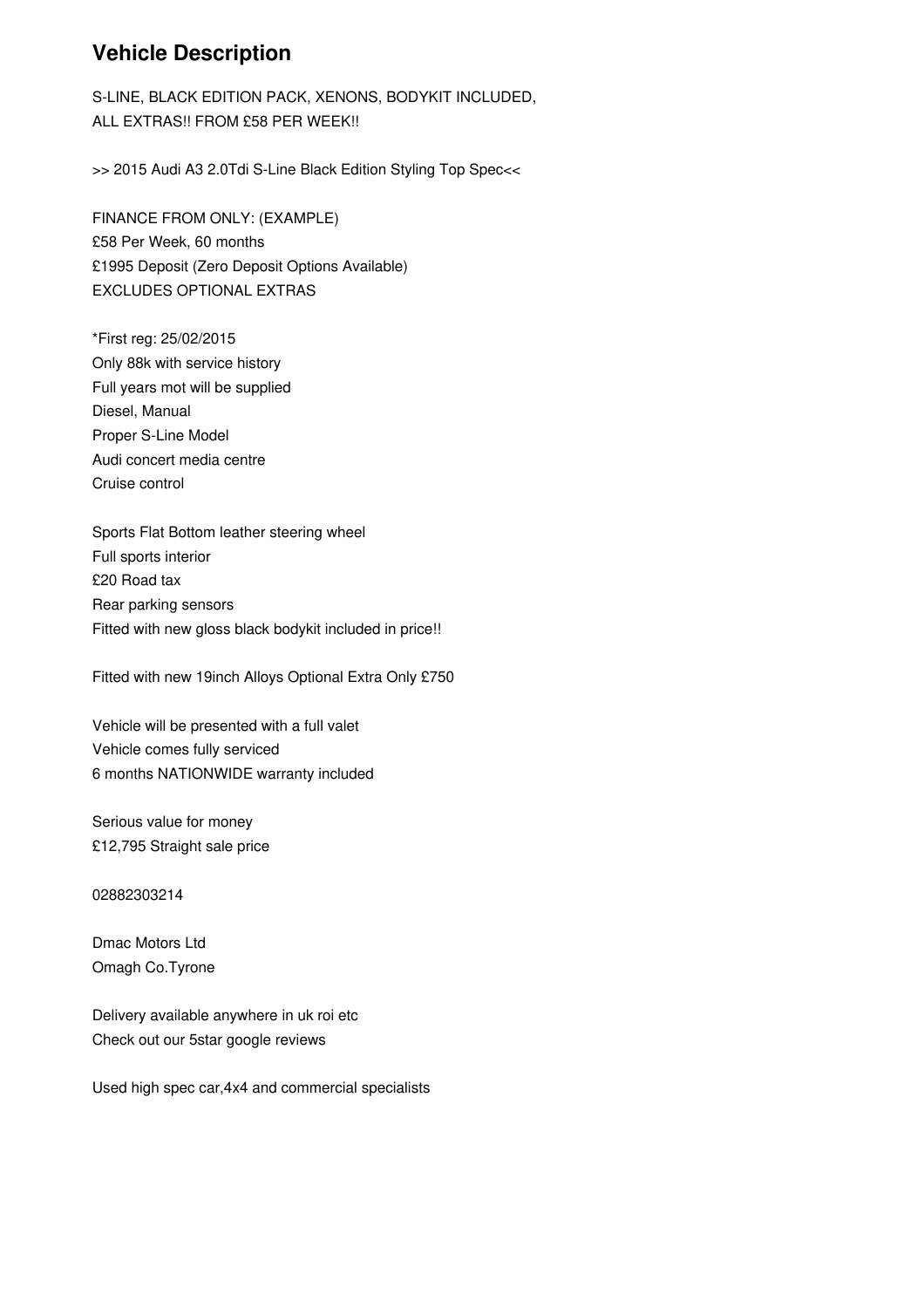# Vehicle Description

S-LINE, BLACK EDITION PACK, XENONS, BODYKIT INCLUDED,
ALL EXTRAS!! FROM £58 PER WEEK!!

>> 2015 Audi A3 2.0Tdi S-Line Black Edition Styling Top Spec<<

FINANCE FROM ONLY: (EXAMPLE)
£58 Per Week, 60 months
£1995 Deposit (Zero Deposit Options Available)
EXCLUDES OPTIONAL EXTRAS

*First reg: 25/02/2015
Only 88k with service history
Full years mot will be supplied
Diesel, Manual
Proper S-Line Model
Audi concert media centre
Cruise control

Sports Flat Bottom leather steering wheel
Full sports interior
£20 Road tax
Rear parking sensors
Fitted with new gloss black bodykit included in price!!

Fitted with new 19inch Alloys Optional Extra Only £750

Vehicle will be presented with a full valet
Vehicle comes fully serviced
6 months NATIONWIDE warranty included

Serious value for money
£12,795 Straight sale price

02882303214

Dmac Motors Ltd
Omagh Co.Tyrone

Delivery available anywhere in uk roi etc
Check out our 5star google reviews

Used high spec car,4x4 and commercial specialists